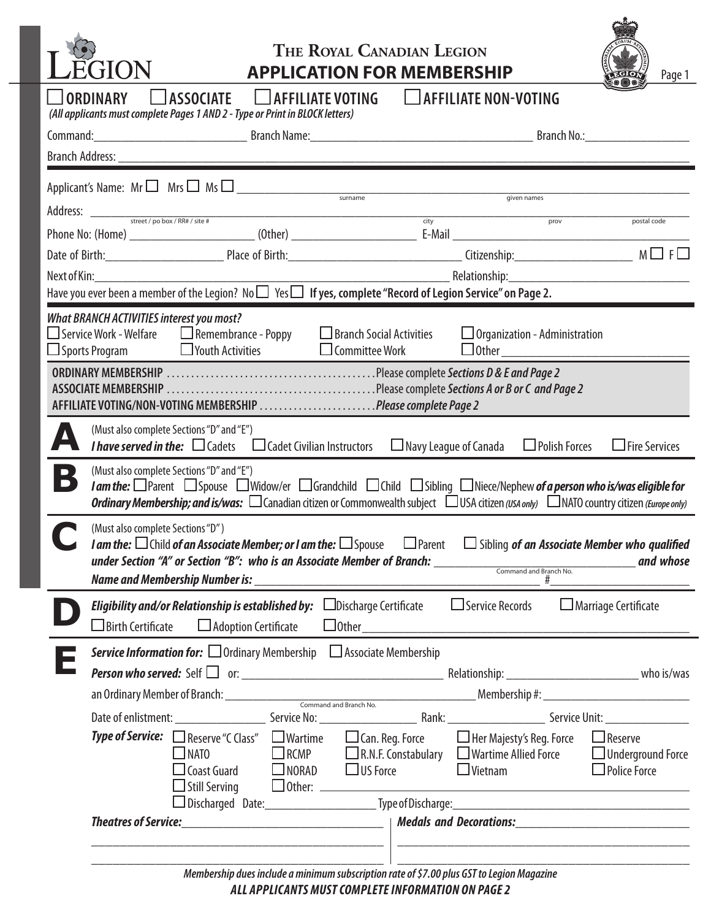# THE ROYAL CANADIAN LEGION
## APPLICATION FOR MEMBERSHIP

☐ **ORDINARY** ☐ **ASSOCIATE** ☐ **AFFILIATE VOTING** ☐ **AFFILIATE NON-VOTING**

***(All applicants must complete Pages 1 AND 2 - Type or Print in BLOCK letters)***

Command:________________ Branch Name:________________________ Branch No.:____________

Branch Address: ____________________________________________________________

Applicant's Name: Mr ☐ Mrs ☐ Ms ☐ ______________________ (surname) ______________________ (given names)

Address: ______________________ (street / po box / RR# / site #) ____________ (city) ______ (prov) ________ (postal code)

Phone No: (Home) ________________ (Other) ________________ E-Mail ______________________

Date of Birth:______________ Place of Birth:____________________ Citizenship:______________ M ☐ F ☐

Next of Kin:______________________________________ Relationship:______________________

Have you ever been a member of the Legion? No ☐ Yes ☐ **If yes, complete "Record of Legion Service" on Page 2.**

***What BRANCH ACTIVITIES interest you most?***

☐ Service Work - Welfare ☐ Remembrance - Poppy ☐ Branch Social Activities ☐ Organization - Administration
☐ Sports Program ☐ Youth Activities ☐ Committee Work ☐ Other ______________________

**ORDINARY MEMBERSHIP** .......................................... Please complete ***Sections D & E and Page 2***
**ASSOCIATE MEMBERSHIP** .......................................... Please complete ***Sections A or B or C and Page 2***
**AFFILIATE VOTING/NON-VOTING MEMBERSHIP** ....................... ***Please complete Page 2***

## A

(Must also complete Sections "D" and "E")
***I have served in the:*** ☐ Cadets ☐ Cadet Civilian Instructors ☐ Navy League of Canada ☐ Polish Forces ☐ Fire Services

## B

(Must also complete Sections "D" and "E")
***I am the:*** ☐ Parent ☐ Spouse ☐ Widow/er ☐ Grandchild ☐ Child ☐ Sibling ☐ Niece/Nephew ***of a person who is/was eligible for Ordinary Membership; and is/was:*** ☐ Canadian citizen or Commonwealth subject ☐ USA citizen *(USA only)* ☐ NATO country citizen *(Europe only)*

## C

(Must also complete Sections "D")
***I am the:*** ☐ Child ***of an Associate Member; or I am the:*** ☐ Spouse ☐ Parent ☐ Sibling ***of an Associate Member who qualified under Section "A" or Section "B": who is an Associate Member of Branch:*** ______________________ (Command and Branch No.) ***and whose Name and Membership Number is:*** ______________________ #______________

## D

***Eligibility and/or Relationship is established by:*** ☐ Discharge Certificate ☐ Service Records ☐ Marriage Certificate
☐ Birth Certificate ☐ Adoption Certificate ☐ Other ______________________

## E

***Service Information for:*** ☐ Ordinary Membership ☐ Associate Membership

***Person who served:*** Self ☐ or: ______________________ Relationship: ______________ who is/was an Ordinary Member of Branch: ______________________ (Command and Branch No.) Membership #: ______________

Date of enlistment: ____________ Service No: ____________ Rank: ____________ Service Unit: ____________

***Type of Service:***
☐ Reserve "C Class" ☐ Wartime ☐ Can. Reg. Force ☐ Her Majesty's Reg. Force ☐ Reserve
☐ NATO ☐ RCMP ☐ R.N.F. Constabulary ☐ Wartime Allied Force ☐ Underground Force
☐ Coast Guard ☐ NORAD ☐ US Force ☐ Vietnam ☐ Police Force
☐ Still Serving ☐ Other: ______________________
☐ Discharged Date:______________ Type of Discharge:______________________

***Theatres of Service:***______________________ ***Medals and Decorations:***______________________

***Membership dues include a minimum subscription rate of $7.00 plus GST to Legion Magazine***

***ALL APPLICANTS MUST COMPLETE INFORMATION ON PAGE 2***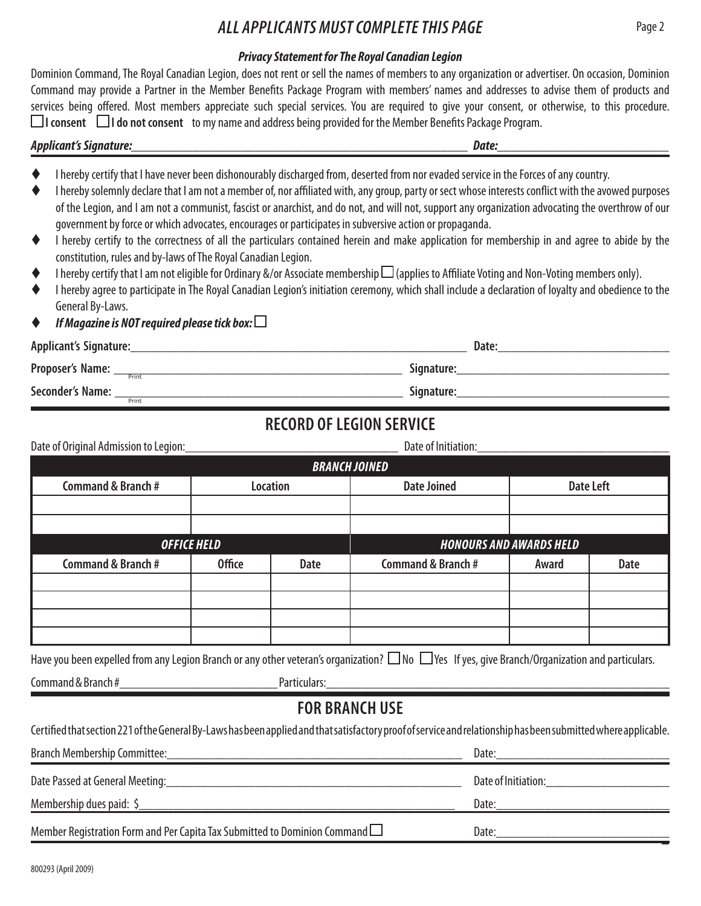# *ALL APPLICANTS MUST COMPLETE THIS PAGE*

### *Privacy Statement for The Royal Canadian Legion*

Dominion Command, The Royal Canadian Legion, does not rent or sell the names of members to any organization or advertiser. On occasion, Dominion Command may provide a Partner in the Member Benefits Package Program with members' names and addresses to advise them of products and services being offered. Most members appreciate such special services. You are required to give your consent, or otherwise, to this procedure.
☐ **I consent** ☐ **I do not consent** to my name and address being provided for the Member Benefits Package Program.

***Applicant's Signature:***_______________________________________ ***Date:***____________________

- I hereby certify that I have never been dishonourably discharged from, deserted from nor evaded service in the Forces of any country.
- I hereby solemnly declare that I am not a member of, nor affiliated with, any group, party or sect whose interests conflict with the avowed purposes of the Legion, and I am not a communist, fascist or anarchist, and do not, and will not, support any organization advocating the overthrow of our government by force or which advocates, encourages or participates in subversive action or propaganda.
- I hereby certify to the correctness of all the particulars contained herein and make application for membership in and agree to abide by the constitution, rules and by-laws of The Royal Canadian Legion.
- I hereby certify that I am not eligible for Ordinary &/or Associate membership ☐ (applies to Affiliate Voting and Non-Voting members only).
- I hereby agree to participate in The Royal Canadian Legion's initiation ceremony, which shall include a declaration of loyalty and obedience to the General By-Laws.
- ***If Magazine is NOT required please tick box:*** ☐

**Applicant's Signature:**_______________________________________ **Date:**____________________

**Proposer's Name:** ______________________ (Print) **Signature:**______________________

**Seconder's Name:** ______________________ (Print) **Signature:**______________________

## RECORD OF LEGION SERVICE

Date of Original Admission to Legion:______________________ Date of Initiation:______________________

| ***BRANCH JOINED*** | | | |
|---|---|---|---|
| **Command & Branch #** | **Location** | **Date Joined** | **Date Left** |
| | | | |
| | | | |

| ***OFFICE HELD*** | | | ***HONOURS AND AWARDS HELD*** | | |
|---|---|---|---|---|---|
| **Command & Branch #** | **Office** | **Date** | **Command & Branch #** | **Award** | **Date** |
| | | | | | |
| | | | | | |
| | | | | | |
| | | | | | |

Have you been expelled from any Legion Branch or any other veteran's organization? ☐ No ☐ Yes If yes, give Branch/Organization and particulars.

Command & Branch #______________________ Particulars:______________________________________

## FOR BRANCH USE

Certified that section 221 of the General By-Laws has been applied and that satisfactory proof of service and relationship has been submitted where applicable.

Branch Membership Committee:______________________________ Date:____________________

Date Passed at General Meeting:______________________________ Date of Initiation:____________________

Membership dues paid: $______________________________ Date:____________________

Member Registration Form and Per Capita Tax Submitted to Dominion Command ☐ Date:____________________

800293 (April 2009)